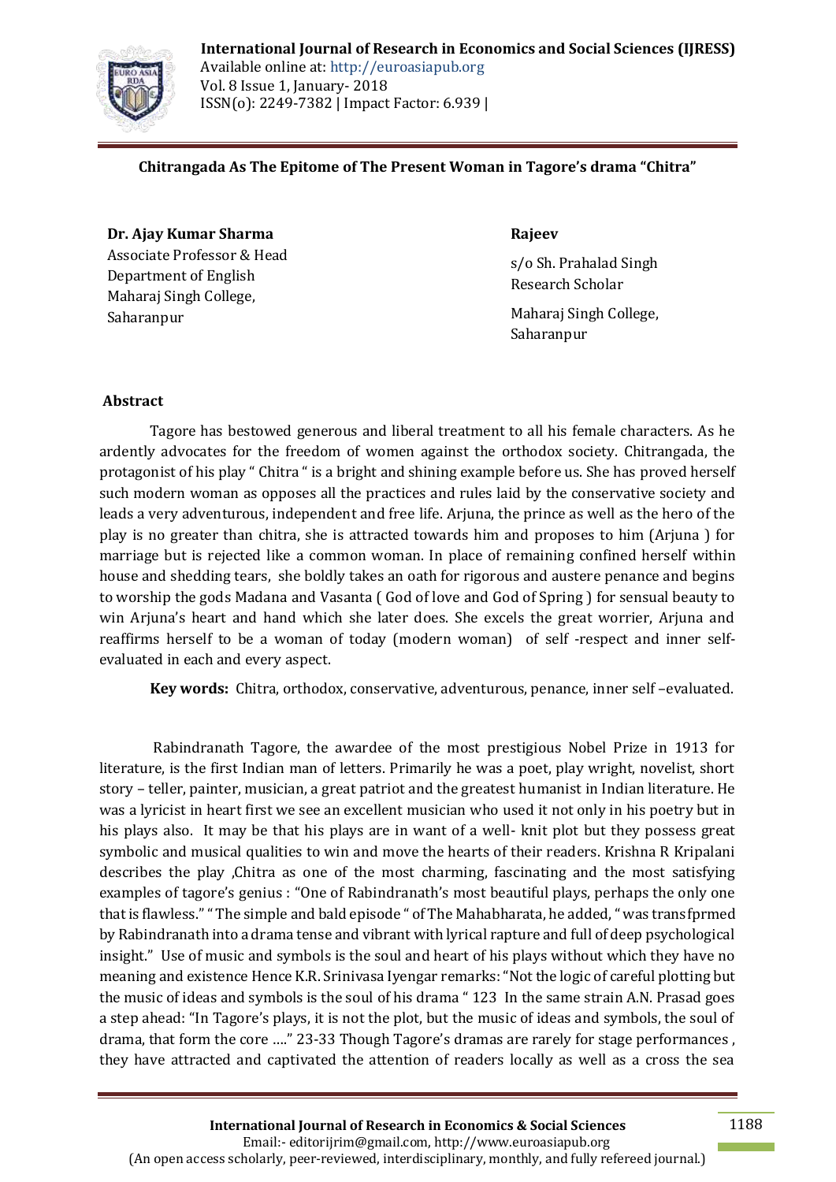# Chitrangada As The Epitome of The Present Woman in Tagore's drama "Chitra"

**Dr. Ajay Kumar Sharma**
Associate Professor & Head
Department of English
Maharaj Singh College,
Saharanpur

**Rajeev**
s/o Sh. Prahalad Singh
Research Scholar
Maharaj Singh College,
Saharanpur

## Abstract

Tagore has bestowed generous and liberal treatment to all his female characters. As he ardently advocates for the freedom of women against the orthodox society. Chitrangada, the protagonist of his play " Chitra " is a bright and shining example before us. She has proved herself such modern woman as opposes all the practices and rules laid by the conservative society and leads a very adventurous, independent and free life. Arjuna, the prince as well as the hero of the play is no greater than chitra, she is attracted towards him and proposes to him (Arjuna ) for marriage but is rejected like a common woman. In place of remaining confined herself within house and shedding tears, she boldly takes an oath for rigorous and austere penance and begins to worship the gods Madana and Vasanta ( God of love and God of Spring ) for sensual beauty to win Arjuna's heart and hand which she later does. She excels the great worrier, Arjuna and reaffirms herself to be a woman of today (modern woman) of self -respect and inner self-evaluated in each and every aspect.

**Key words:** Chitra, orthodox, conservative, adventurous, penance, inner self –evaluated.

Rabindranath Tagore, the awardee of the most prestigious Nobel Prize in 1913 for literature, is the first Indian man of letters. Primarily he was a poet, play wright, novelist, short story – teller, painter, musician, a great patriot and the greatest humanist in Indian literature. He was a lyricist in heart first we see an excellent musician who used it not only in his poetry but in his plays also. It may be that his plays are in want of a well- knit plot but they possess great symbolic and musical qualities to win and move the hearts of their readers. Krishna R Kripalani describes the play ,Chitra as one of the most charming, fascinating and the most satisfying examples of tagore's genius : "One of Rabindranath's most beautiful plays, perhaps the only one that is flawless." " The simple and bald episode " of The Mahabharata, he added, " was transfprmed by Rabindranath into a drama tense and vibrant with lyrical rapture and full of deep psychological insight." Use of music and symbols is the soul and heart of his plays without which they have no meaning and existence Hence K.R. Srinivasa Iyengar remarks: "Not the logic of careful plotting but the music of ideas and symbols is the soul of his drama " 123 In the same strain A.N. Prasad goes a step ahead: "In Tagore's plays, it is not the plot, but the music of ideas and symbols, the soul of drama, that form the core …." 23-33 Though Tagore's dramas are rarely for stage performances , they have attracted and captivated the attention of readers locally as well as a cross the sea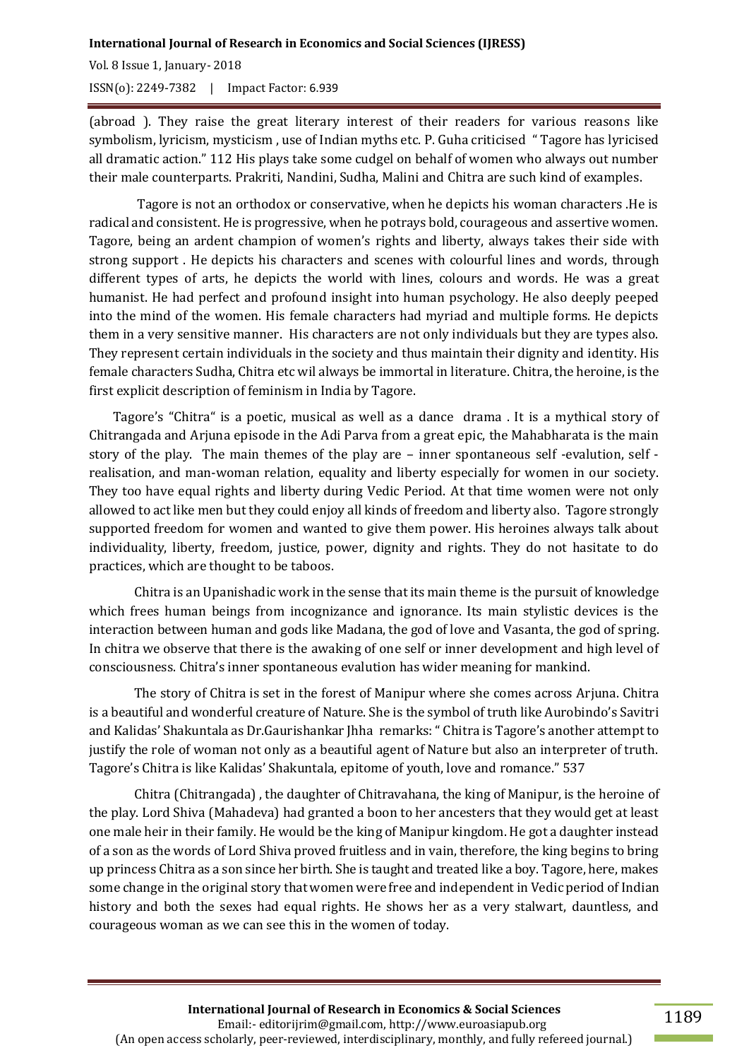(abroad ). They raise the great literary interest of their readers for various reasons like symbolism, lyricism, mysticism , use of Indian myths etc. P. Guha criticised " Tagore has lyricised all dramatic action." 112 His plays take some cudgel on behalf of women who always out number their male counterparts. Prakriti, Nandini, Sudha, Malini and Chitra are such kind of examples.

Tagore is not an orthodox or conservative, when he depicts his woman characters .He is radical and consistent. He is progressive, when he potrays bold, courageous and assertive women. Tagore, being an ardent champion of women's rights and liberty, always takes their side with strong support . He depicts his characters and scenes with colourful lines and words, through different types of arts, he depicts the world with lines, colours and words. He was a great humanist. He had perfect and profound insight into human psychology. He also deeply peeped into the mind of the women. His female characters had myriad and multiple forms. He depicts them in a very sensitive manner. His characters are not only individuals but they are types also. They represent certain individuals in the society and thus maintain their dignity and identity. His female characters Sudha, Chitra etc wil always be immortal in literature. Chitra, the heroine, is the first explicit description of feminism in India by Tagore.

Tagore's "Chitra" is a poetic, musical as well as a dance drama . It is a mythical story of Chitrangada and Arjuna episode in the Adi Parva from a great epic, the Mahabharata is the main story of the play. The main themes of the play are – inner spontaneous self -evalution, self - realisation, and man-woman relation, equality and liberty especially for women in our society. They too have equal rights and liberty during Vedic Period. At that time women were not only allowed to act like men but they could enjoy all kinds of freedom and liberty also. Tagore strongly supported freedom for women and wanted to give them power. His heroines always talk about individuality, liberty, freedom, justice, power, dignity and rights. They do not hasitate to do practices, which are thought to be taboos.

Chitra is an Upanishadic work in the sense that its main theme is the pursuit of knowledge which frees human beings from incognizance and ignorance. Its main stylistic devices is the interaction between human and gods like Madana, the god of love and Vasanta, the god of spring. In chitra we observe that there is the awaking of one self or inner development and high level of consciousness. Chitra's inner spontaneous evalution has wider meaning for mankind.

The story of Chitra is set in the forest of Manipur where she comes across Arjuna. Chitra is a beautiful and wonderful creature of Nature. She is the symbol of truth like Aurobindo's Savitri and Kalidas' Shakuntala as Dr.Gaurishankar Jhha remarks: " Chitra is Tagore's another attempt to justify the role of woman not only as a beautiful agent of Nature but also an interpreter of truth. Tagore's Chitra is like Kalidas' Shakuntala, epitome of youth, love and romance." 537

Chitra (Chitrangada) , the daughter of Chitravahana, the king of Manipur, is the heroine of the play. Lord Shiva (Mahadeva) had granted a boon to her ancesters that they would get at least one male heir in their family. He would be the king of Manipur kingdom. He got a daughter instead of a son as the words of Lord Shiva proved fruitless and in vain, therefore, the king begins to bring up princess Chitra as a son since her birth. She is taught and treated like a boy. Tagore, here, makes some change in the original story that women were free and independent in Vedic period of Indian history and both the sexes had equal rights. He shows her as a very stalwart, dauntless, and courageous woman as we can see this in the women of today.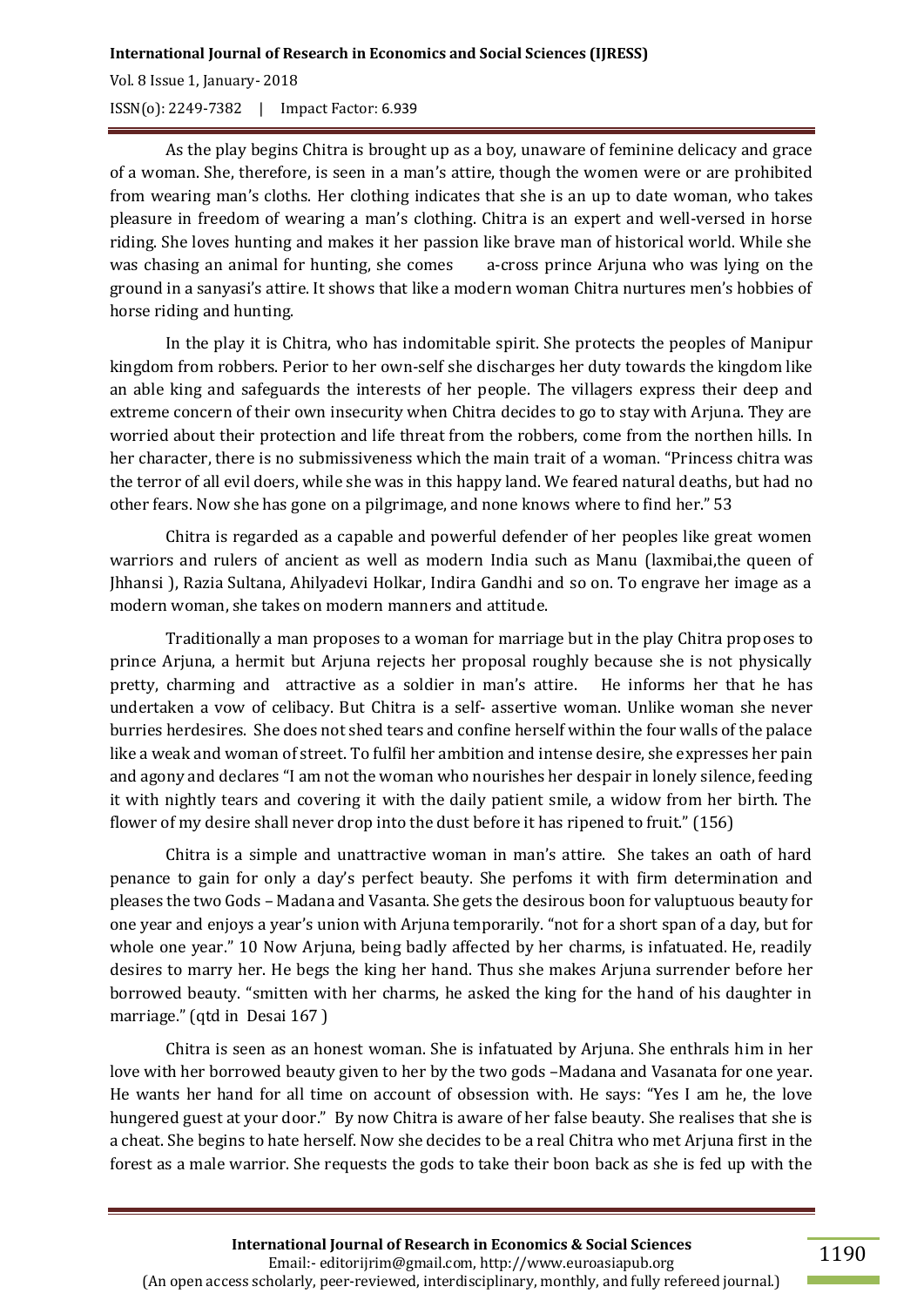As the play begins Chitra is brought up as a boy, unaware of feminine delicacy and grace of a woman. She, therefore, is seen in a man's attire, though the women were or are prohibited from wearing man's cloths. Her clothing indicates that she is an up to date woman, who takes pleasure in freedom of wearing a man's clothing. Chitra is an expert and well-versed in horse riding. She loves hunting and makes it her passion like brave man of historical world. While she was chasing an animal for hunting, she comes a-cross prince Arjuna who was lying on the ground in a sanyasi's attire. It shows that like a modern woman Chitra nurtures men's hobbies of horse riding and hunting.

In the play it is Chitra, who has indomitable spirit. She protects the peoples of Manipur kingdom from robbers. Perior to her own-self she discharges her duty towards the kingdom like an able king and safeguards the interests of her people. The villagers express their deep and extreme concern of their own insecurity when Chitra decides to go to stay with Arjuna. They are worried about their protection and life threat from the robbers, come from the northen hills. In her character, there is no submissiveness which the main trait of a woman. "Princess chitra was the terror of all evil doers, while she was in this happy land. We feared natural deaths, but had no other fears. Now she has gone on a pilgrimage, and none knows where to find her." 53

Chitra is regarded as a capable and powerful defender of her peoples like great women warriors and rulers of ancient as well as modern India such as Manu (laxmibai,the queen of Jhhansi ), Razia Sultana, Ahilyadevi Holkar, Indira Gandhi and so on. To engrave her image as a modern woman, she takes on modern manners and attitude.

Traditionally a man proposes to a woman for marriage but in the play Chitra proposes to prince Arjuna, a hermit but Arjuna rejects her proposal roughly because she is not physically pretty, charming and attractive as a soldier in man's attire. He informs her that he has undertaken a vow of celibacy. But Chitra is a self- assertive woman. Unlike woman she never burries herdesires. She does not shed tears and confine herself within the four walls of the palace like a weak and woman of street. To fulfil her ambition and intense desire, she expresses her pain and agony and declares "I am not the woman who nourishes her despair in lonely silence, feeding it with nightly tears and covering it with the daily patient smile, a widow from her birth. The flower of my desire shall never drop into the dust before it has ripened to fruit." (156)

Chitra is a simple and unattractive woman in man's attire. She takes an oath of hard penance to gain for only a day's perfect beauty. She perfoms it with firm determination and pleases the two Gods – Madana and Vasanta. She gets the desirous boon for valuptuous beauty for one year and enjoys a year's union with Arjuna temporarily. "not for a short span of a day, but for whole one year." 10 Now Arjuna, being badly affected by her charms, is infatuated. He, readily desires to marry her. He begs the king her hand. Thus she makes Arjuna surrender before her borrowed beauty. "smitten with her charms, he asked the king for the hand of his daughter in marriage." (qtd in Desai 167 )

Chitra is seen as an honest woman. She is infatuated by Arjuna. She enthrals him in her love with her borrowed beauty given to her by the two gods –Madana and Vasanata for one year. He wants her hand for all time on account of obsession with. He says: "Yes I am he, the love hungered guest at your door." By now Chitra is aware of her false beauty. She realises that she is a cheat. She begins to hate herself. Now she decides to be a real Chitra who met Arjuna first in the forest as a male warrior. She requests the gods to take their boon back as she is fed up with the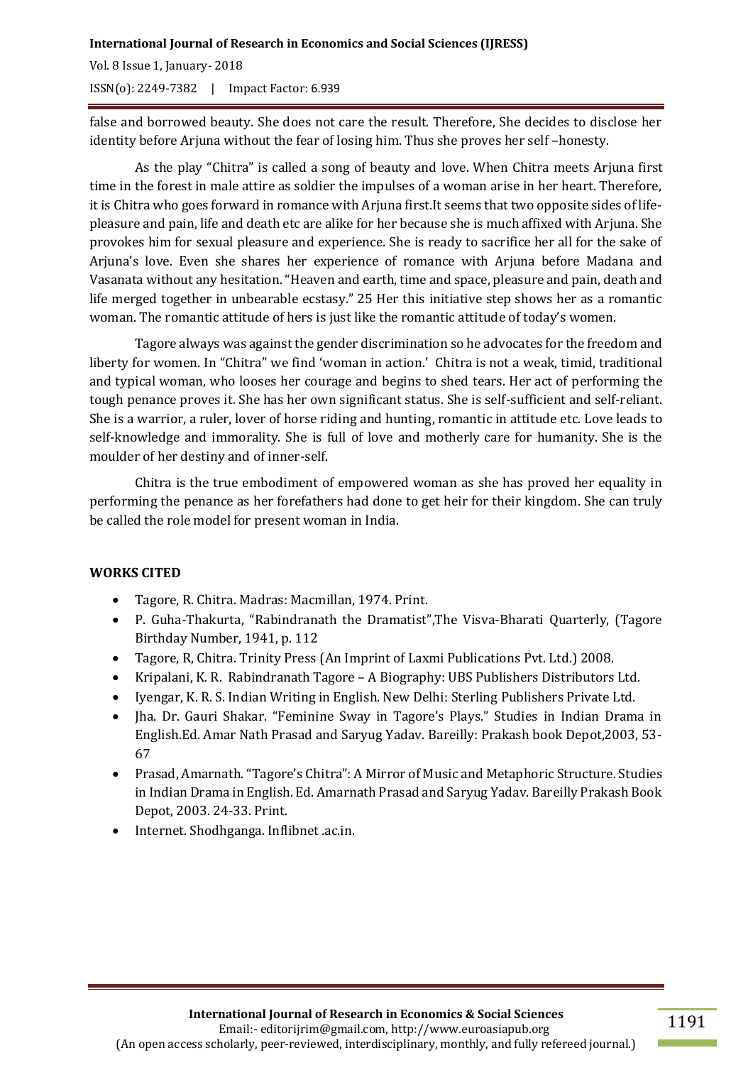false and borrowed beauty. She does not care the result. Therefore, She decides to disclose her identity before Arjuna without the fear of losing him. Thus she proves her self –honesty.

As the play "Chitra" is called a song of beauty and love. When Chitra meets Arjuna first time in the forest in male attire as soldier the impulses of a woman arise in her heart. Therefore, it is Chitra who goes forward in romance with Arjuna first.It seems that two opposite sides of life- pleasure and pain, life and death etc are alike for her because she is much affixed with Arjuna. She provokes him for sexual pleasure and experience. She is ready to sacrifice her all for the sake of Arjuna's love. Even she shares her experience of romance with Arjuna before Madana and Vasanata without any hesitation. "Heaven and earth, time and space, pleasure and pain, death and life merged together in unbearable ecstasy." 25 Her this initiative step shows her as a romantic woman. The romantic attitude of hers is just like the romantic attitude of today's women.

Tagore always was against the gender discrimination so he advocates for the freedom and liberty for women. In "Chitra" we find 'woman in action.' Chitra is not a weak, timid, traditional and typical woman, who looses her courage and begins to shed tears. Her act of performing the tough penance proves it. She has her own significant status. She is self-sufficient and self-reliant. She is a warrior, a ruler, lover of horse riding and hunting, romantic in attitude etc. Love leads to self-knowledge and immorality. She is full of love and motherly care for humanity. She is the moulder of her destiny and of inner-self.

Chitra is the true embodiment of empowered woman as she has proved her equality in performing the penance as her forefathers had done to get heir for their kingdom. She can truly be called the role model for present woman in India.

**WORKS CITED**

- Tagore, R. Chitra. Madras: Macmillan, 1974. Print.
- P. Guha-Thakurta, "Rabindranath the Dramatist",The Visva-Bharati Quarterly, (Tagore Birthday Number, 1941, p. 112
- Tagore, R, Chitra. Trinity Press (An Imprint of Laxmi Publications Pvt. Ltd.) 2008.
- Kripalani, K. R. Rabindranath Tagore – A Biography: UBS Publishers Distributors Ltd.
- Iyengar, K. R. S. Indian Writing in English. New Delhi: Sterling Publishers Private Ltd.
- Jha. Dr. Gauri Shakar. "Feminine Sway in Tagore's Plays." Studies in Indian Drama in English.Ed. Amar Nath Prasad and Saryug Yadav. Bareilly: Prakash book Depot,2003, 53-67
- Prasad, Amarnath. "Tagore's Chitra": A Mirror of Music and Metaphoric Structure. Studies in Indian Drama in English. Ed. Amarnath Prasad and Saryug Yadav. Bareilly Prakash Book Depot, 2003. 24-33. Print.
- Internet. Shodhganga. Inflibnet .ac.in.